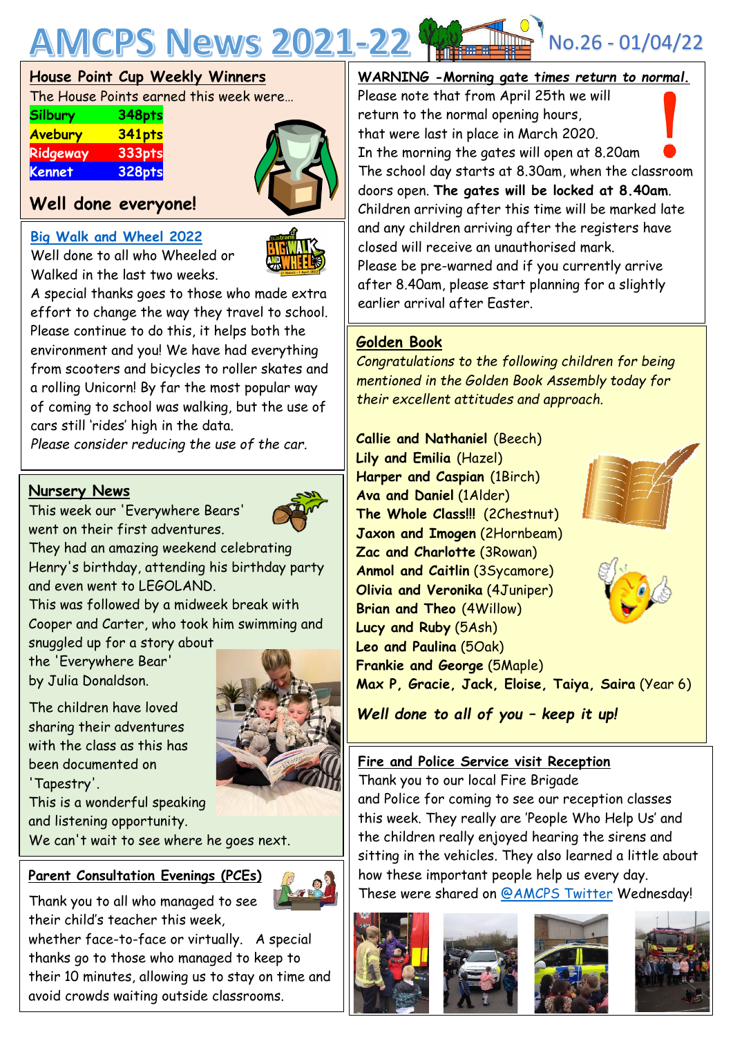# AMCPS News 2021-22

No.26 - 01/04/22

## House Point Cup Weekly Winners

The House Points earned this week were…

| House | Points |
|---|---|
| Silbury | 348pts |
| Avebury | 341pts |
| Ridgeway | 333pts |
| Kennet | 328pts |

**Well done everyone!**

## Big Walk and Wheel 2022

Well done to all who Wheeled or Walked in the last two weeks.

A special thanks goes to those who made extra effort to change the way they travel to school. Please continue to do this, it helps both the environment and you! We have had everything from scooters and bicycles to roller skates and a rolling Unicorn! By far the most popular way of coming to school was walking, but the use of cars still 'rides' high in the data.

*Please consider reducing the use of the car.*

## Nursery News

This week our 'Everywhere Bears' went on their first adventures.

They had an amazing weekend celebrating Henry's birthday, attending his birthday party and even went to LEGOLAND.

This was followed by a midweek break with Cooper and Carter, who took him swimming and snuggled up for a story about the 'Everywhere Bear' by Julia Donaldson.

The children have loved sharing their adventures with the class as this has been documented on 'Tapestry'.

This is a wonderful speaking and listening opportunity.

We can't wait to see where he goes next.

## Parent Consultation Evenings (PCEs)

Thank you to all who managed to see their child's teacher this week, whether face-to-face or virtually. A special thanks go to those who managed to keep to their 10 minutes, allowing us to stay on time and avoid crowds waiting outside classrooms.

## WARNING -Morning gate times return to normal.

Please note that from April 25th we will return to the normal opening hours, that were last in place in March 2020.

In the morning the gates will open at 8.20am

The school day starts at 8.30am, when the classroom doors open. **The gates will be locked at 8.40am**.

Children arriving after this time will be marked late and any children arriving after the registers have closed will receive an unauthorised mark.

Please be pre-warned and if you currently arrive after 8.40am, please start planning for a slightly earlier arrival after Easter.

## Golden Book

*Congratulations to the following children for being mentioned in the Golden Book Assembly today for their excellent attitudes and approach.*

**Callie and Nathaniel** (Beech)
**Lily and Emilia** (Hazel)
**Harper and Caspian** (1Birch)
**Ava and Daniel** (1Alder)
**The Whole Class!!!** (2Chestnut)
**Jaxon and Imogen** (2Hornbeam)
**Zac and Charlotte** (3Rowan)
**Anmol and Caitlin** (3Sycamore)
**Olivia and Veronika** (4Juniper)
**Brian and Theo** (4Willow)
**Lucy and Ruby** (5Ash)
**Leo and Paulina** (5Oak)
**Frankie and George** (5Maple)
**Max P, Gracie, Jack, Eloise, Taiya, Saira** (Year 6)

***Well done to all of you – keep it up!***

## Fire and Police Service visit Reception

Thank you to our local Fire Brigade and Police for coming to see our reception classes this week. They really are 'People Who Help Us' and the children really enjoyed hearing the sirens and sitting in the vehicles. They also learned a little about how these important people help us every day.

These were shared on @AMCPS Twitter Wednesday!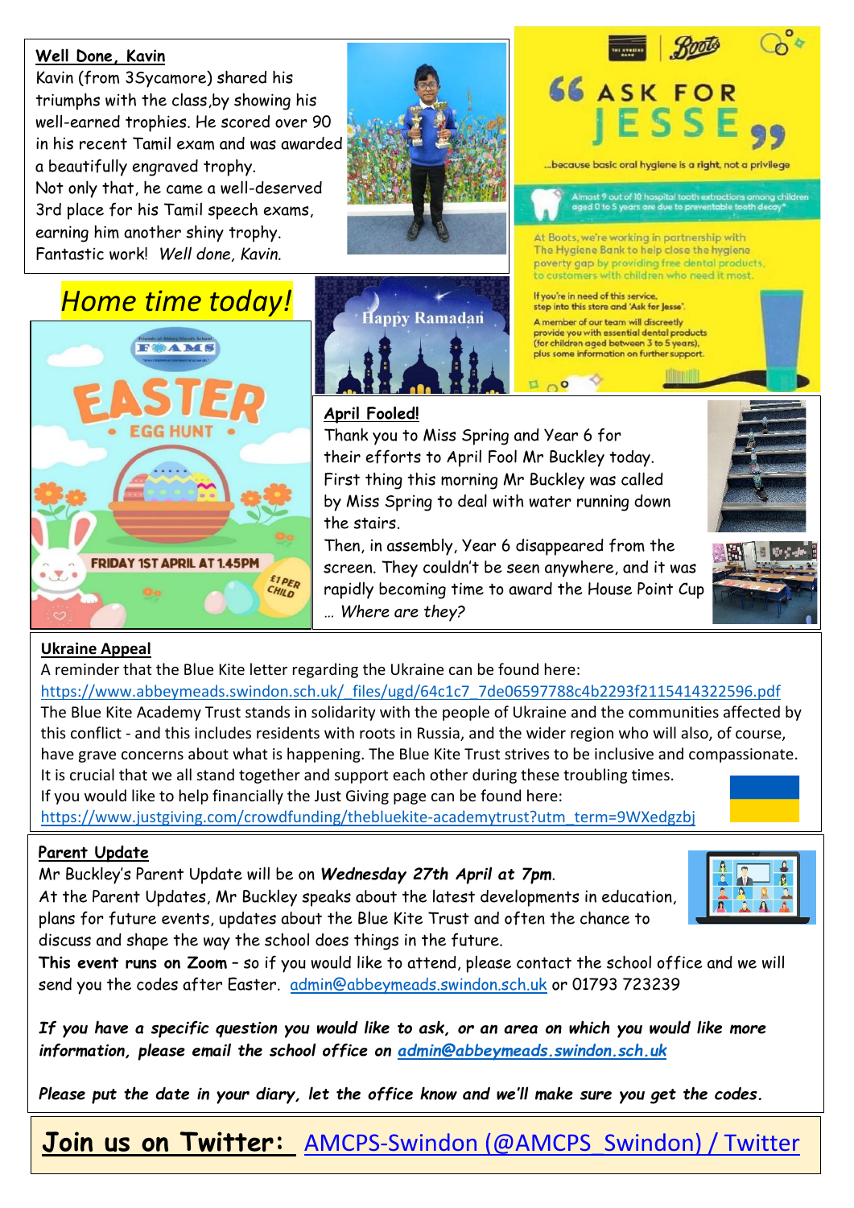## Well Done, Kavin

Kavin (from 3Sycamore) shared his triumphs with the class,by showing his well-earned trophies. He scored over 90 in his recent Tamil exam and was awarded a beautifully engraved trophy.
Not only that, he came a well-deserved 3rd place for his Tamil speech exams, earning him another shiny trophy.
Fantastic work! *Well done, Kavin.*

“ASK FOR JESSE”

…because basic oral hygiene is a right, not a privilege

Almost 9 out of 10 hospital tooth extractions among children aged 0 to 5 years are due to preventable tooth decay*

At Boots, we're working in partnership with The Hygiene Bank to help close the hygiene poverty gap by providing free dental products to customers with children who need it most.

If you're in need of this service, step into this store and 'Ask for Jesse'.

A member of our team will discreetly provide you with essential dental products (for children aged between 3 to 5 years), plus some information on further support.

## *Home time today!*

FOAMS

EASTER EGG HUNT

FRIDAY 1ST APRIL AT 1.45PM

£1 PER CHILD

Happy Ramadan

## April Fooled!

Thank you to Miss Spring and Year 6 for their efforts to April Fool Mr Buckley today.
First thing this morning Mr Buckley was called by Miss Spring to deal with water running down the stairs.
Then, in assembly, Year 6 disappeared from the screen. They couldn't be seen anywhere, and it was rapidly becoming time to award the House Point Cup … *Where are they?*

## Ukraine Appeal

A reminder that the Blue Kite letter regarding the Ukraine can be found here:
https://www.abbeymeads.swindon.sch.uk/_files/ugd/64c1c7_7de06597788c4b2293f2115414322596.pdf
The Blue Kite Academy Trust stands in solidarity with the people of Ukraine and the communities affected by this conflict - and this includes residents with roots in Russia, and the wider region who will also, of course, have grave concerns about what is happening. The Blue Kite Trust strives to be inclusive and compassionate. It is crucial that we all stand together and support each other during these troubling times.
If you would like to help financially the Just Giving page can be found here:
https://www.justgiving.com/crowdfunding/thebluekite-academytrust?utm_term=9WXedgzbj

## Parent Update

Mr Buckley's Parent Update will be on ***Wednesday 27th April at 7pm***.
At the Parent Updates, Mr Buckley speaks about the latest developments in education, plans for future events, updates about the Blue Kite Trust and often the chance to discuss and shape the way the school does things in the future.
**This event runs on Zoom** – so if you would like to attend, please contact the school office and we will send you the codes after Easter. admin@abbeymeads.swindon.sch.uk or 01793 723239

***If you have a specific question you would like to ask, or an area on which you would like more information, please email the school office on admin@abbeymeads.swindon.sch.uk***

***Please put the date in your diary, let the office know and we'll make sure you get the codes.***

## Join us on Twitter: AMCPS-Swindon (@AMCPS_Swindon) / Twitter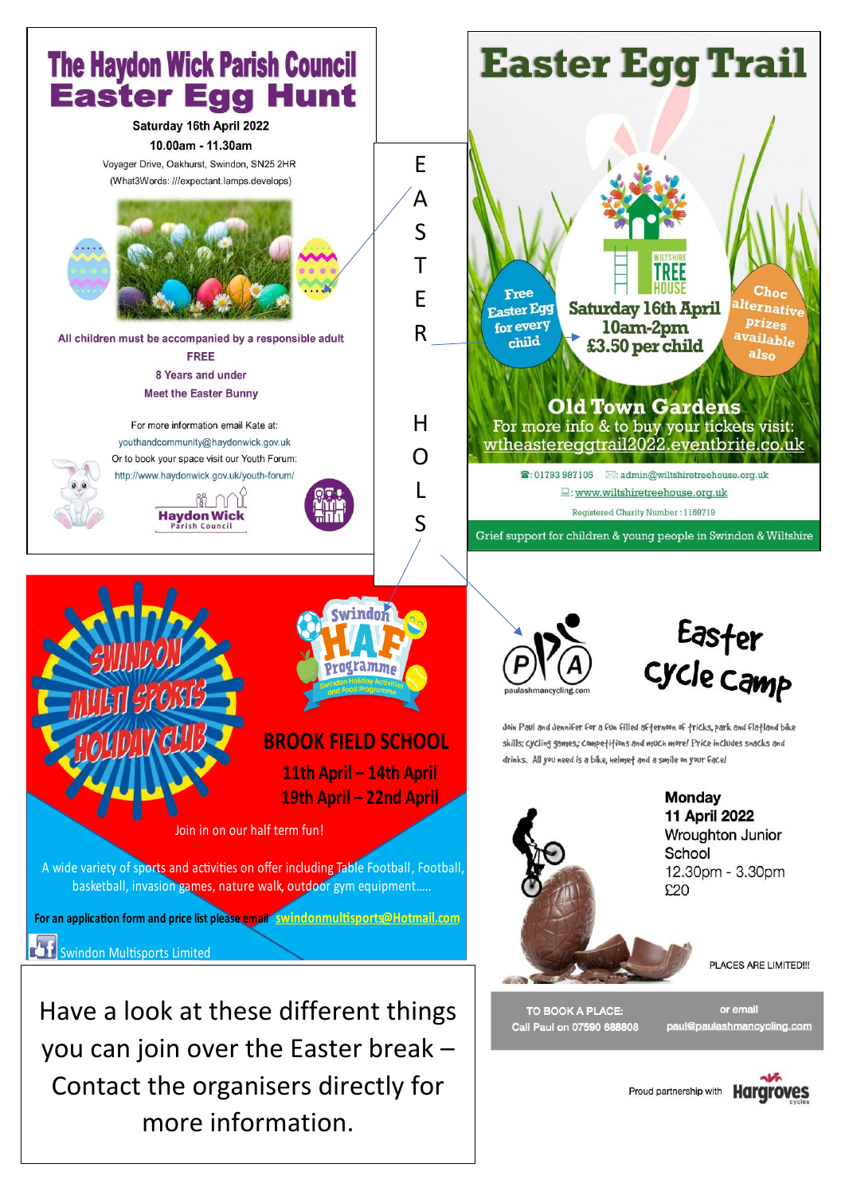# The Haydon Wick Parish Council Easter Egg Hunt

Saturday 16th April 2022

10.00am - 11.30am

Voyager Drive, Oakhurst, Swindon, SN25 2HR

(What3Words: ///expectant.lamps.develops)

All children must be accompanied by a responsible adult

FREE

8 Years and under

Meet the Easter Bunny

For more information email Kate at:

youthandcommunity@haydonwick.gov.uk

Or to book your space visit our Youth Forum:

http://www.haydonwick.gov.uk/youth-forum/

Haydon Wick Parish Council

EASTER HOLS

# Easter Egg Trail

Free Easter Egg for every child

Wiltshire Tree House

Saturday 16th April

10am-2pm

£3.50 per child

Choc alternative prizes available also

## Old Town Gardens

For more info & to buy your tickets visit: wtheastereggtrail2022.eventbrite.co.uk

☎: 01793 987105 ✉: admin@wiltshiretreehouse.org.uk

🖥: www.wiltshiretreehouse.org.uk

Registered Charity Number : 1159719

Grief support for children & young people in Swindon & Wiltshire

# Swindon Multi Sports Holiday Club

Swindon HAF Programme – Swindon Holiday Activities and Food Programme

## BROOK FIELD SCHOOL

11th April – 14th April

19th April – 22nd April

Join in on our half term fun!

A wide variety of sports and activities on offer including Table Football, Football, basketball, invasion games, nature walk, outdoor gym equipment.....

For an application form and price list please email swindonmultisports@Hotmail.com

Swindon Multisports Limited

# Easter Cycle Camp

paulashmancycling.com

Join Paul and Jennifer for a fun filled afternoon of tricks, park and flatland bike skills; cycling games; competitions and much more! Price includes snacks and drinks. All you need is a bike, helmet and a smile on your face!

**Monday**
**11 April 2022**

Wroughton Junior School

12.30pm - 3.30pm

£20

PLACES ARE LIMITED!!!

TO BOOK A PLACE: Call Paul on 07590 688808 or email paul@paulashmancycling.com

Proud partnership with Hargroves cycles

Have a look at these different things you can join over the Easter break – Contact the organisers directly for more information.